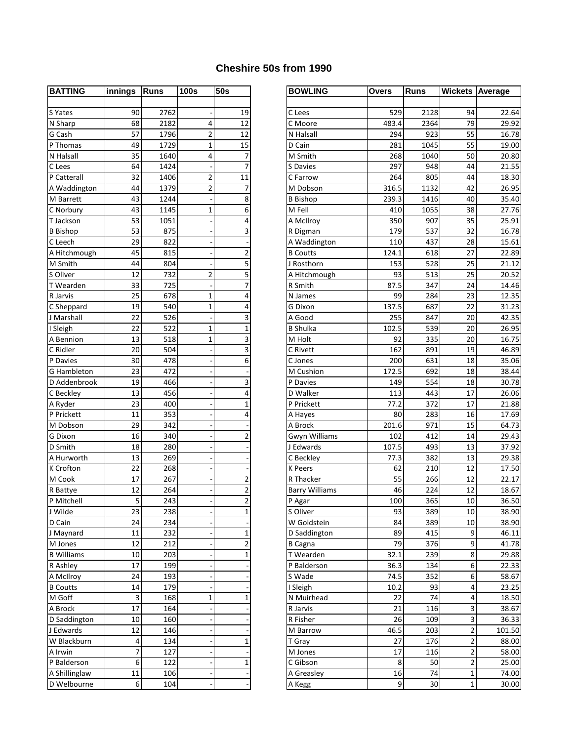# Cheshire 50s from 1990

| BATTING | innings | Runs | 100s | 50s |
|---|---|---|---|---|
| S Yates | 90 | 2762 | - | 19 |
| N Sharp | 68 | 2182 | 4 | 12 |
| G Cash | 57 | 1796 | 2 | 12 |
| P Thomas | 49 | 1729 | 1 | 15 |
| N Halsall | 35 | 1640 | 4 | 7 |
| C Lees | 64 | 1424 | - | 7 |
| P Catterall | 32 | 1406 | 2 | 11 |
| A Waddington | 44 | 1379 | 2 | 7 |
| M Barrett | 43 | 1244 | - | 8 |
| C Norbury | 43 | 1145 | 1 | 6 |
| T Jackson | 53 | 1051 | - | 4 |
| B Bishop | 53 | 875 | - | 3 |
| C Leech | 29 | 822 | - | - |
| A Hitchmough | 45 | 815 | - | 2 |
| M Smith | 44 | 804 | - | 5 |
| S Oliver | 12 | 732 | 2 | 5 |
| T Wearden | 33 | 725 | - | 7 |
| R Jarvis | 25 | 678 | 1 | 4 |
| C Sheppard | 19 | 540 | 1 | 4 |
| J Marshall | 22 | 526 | - | 3 |
| I Sleigh | 22 | 522 | 1 | 1 |
| A Bennion | 13 | 518 | 1 | 3 |
| C Ridler | 20 | 504 | - | 3 |
| P Davies | 30 | 478 | - | 6 |
| G Hambleton | 23 | 472 | - | - |
| D Addenbrook | 19 | 466 | - | 3 |
| C Beckley | 13 | 456 | - | 4 |
| A Ryder | 23 | 400 | - | 1 |
| P Prickett | 11 | 353 | - | 4 |
| M Dobson | 29 | 342 | - | - |
| G Dixon | 16 | 340 | - | 2 |
| D Smith | 18 | 280 | - | - |
| A Hurworth | 13 | 269 | - | - |
| K Crofton | 22 | 268 | - | - |
| M Cook | 17 | 267 | - | 2 |
| R Battye | 12 | 264 | - | 2 |
| P Mitchell | 5 | 243 | - | 2 |
| J Wilde | 23 | 238 | - | 1 |
| D Cain | 24 | 234 | - | - |
| J Maynard | 11 | 232 | - | 1 |
| M Jones | 12 | 212 | - | 2 |
| B Williams | 10 | 203 | - | 1 |
| R Ashley | 17 | 199 | - | - |
| A McIlroy | 24 | 193 | - | - |
| B Coutts | 14 | 179 | - | - |
| M Goff | 3 | 168 | 1 | 1 |
| A Brock | 17 | 164 | - | - |
| D Saddington | 10 | 160 | - | - |
| J Edwards | 12 | 146 | - | - |
| W Blackburn | 4 | 134 | - | 1 |
| A Irwin | 7 | 127 | - | - |
| P Balderson | 6 | 122 | - | 1 |
| A Shillinglaw | 11 | 106 | - | - |
| D Welbourne | 6 | 104 | - | - |

| BOWLING | Overs | Runs | Wickets | Average |
|---|---|---|---|---|
| C Lees | 529 | 2128 | 94 | 22.64 |
| C Moore | 483.4 | 2364 | 79 | 29.92 |
| N Halsall | 294 | 923 | 55 | 16.78 |
| D Cain | 281 | 1045 | 55 | 19.00 |
| M Smith | 268 | 1040 | 50 | 20.80 |
| S Davies | 297 | 948 | 44 | 21.55 |
| C Farrow | 264 | 805 | 44 | 18.30 |
| M Dobson | 316.5 | 1132 | 42 | 26.95 |
| B Bishop | 239.3 | 1416 | 40 | 35.40 |
| M Fell | 410 | 1055 | 38 | 27.76 |
| A McIlroy | 350 | 907 | 35 | 25.91 |
| R Digman | 179 | 537 | 32 | 16.78 |
| A Waddington | 110 | 437 | 28 | 15.61 |
| B Coutts | 124.1 | 618 | 27 | 22.89 |
| J Rosthorn | 153 | 528 | 25 | 21.12 |
| A Hitchmough | 93 | 513 | 25 | 20.52 |
| R Smith | 87.5 | 347 | 24 | 14.46 |
| N James | 99 | 284 | 23 | 12.35 |
| G Dixon | 137.5 | 687 | 22 | 31.23 |
| A Good | 255 | 847 | 20 | 42.35 |
| B Shulka | 102.5 | 539 | 20 | 26.95 |
| M Holt | 92 | 335 | 20 | 16.75 |
| C Rivett | 162 | 891 | 19 | 46.89 |
| C Jones | 200 | 631 | 18 | 35.06 |
| M Cushion | 172.5 | 692 | 18 | 38.44 |
| P Davies | 149 | 554 | 18 | 30.78 |
| D Walker | 113 | 443 | 17 | 26.06 |
| P Prickett | 77.2 | 372 | 17 | 21.88 |
| A Hayes | 80 | 283 | 16 | 17.69 |
| A Brock | 201.6 | 971 | 15 | 64.73 |
| Gwyn Williams | 102 | 412 | 14 | 29.43 |
| J Edwards | 107.5 | 493 | 13 | 37.92 |
| C Beckley | 77.3 | 382 | 13 | 29.38 |
| K Peers | 62 | 210 | 12 | 17.50 |
| R Thacker | 55 | 266 | 12 | 22.17 |
| Barry Williams | 46 | 224 | 12 | 18.67 |
| P Agar | 100 | 365 | 10 | 36.50 |
| S Oliver | 93 | 389 | 10 | 38.90 |
| W Goldstein | 84 | 389 | 10 | 38.90 |
| D Saddington | 89 | 415 | 9 | 46.11 |
| B Cagna | 79 | 376 | 9 | 41.78 |
| T Wearden | 32.1 | 239 | 8 | 29.88 |
| P Balderson | 36.3 | 134 | 6 | 22.33 |
| S Wade | 74.5 | 352 | 6 | 58.67 |
| I Sleigh | 10.2 | 93 | 4 | 23.25 |
| N Muirhead | 22 | 74 | 4 | 18.50 |
| R Jarvis | 21 | 116 | 3 | 38.67 |
| R Fisher | 26 | 109 | 3 | 36.33 |
| M Barrow | 46.5 | 203 | 2 | 101.50 |
| T Gray | 27 | 176 | 2 | 88.00 |
| M Jones | 17 | 116 | 2 | 58.00 |
| C Gibson | 8 | 50 | 2 | 25.00 |
| A Greasley | 16 | 74 | 1 | 74.00 |
| A Kegg | 9 | 30 | 1 | 30.00 |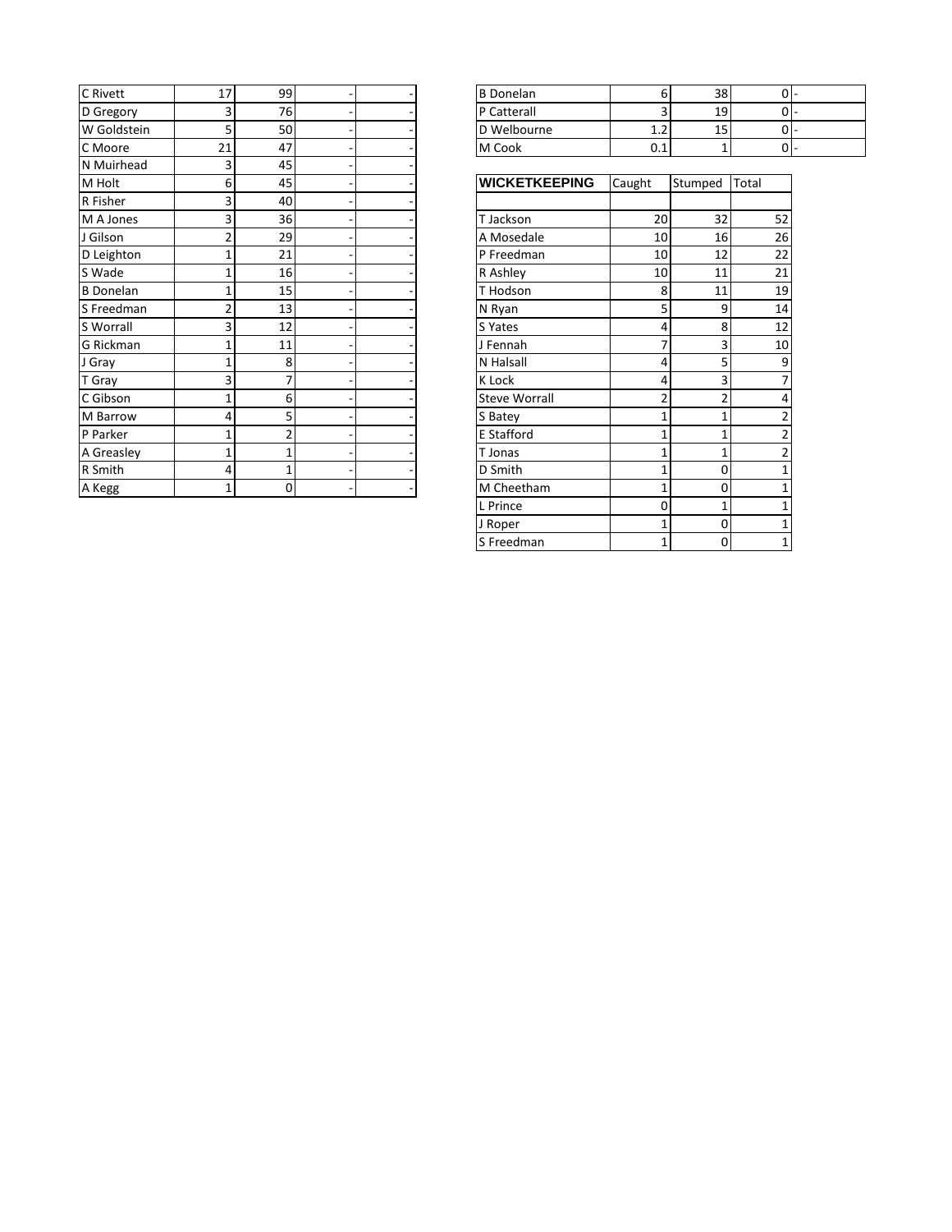| | | | | |
|---|---|---|---|---|
| C Rivett | 17 | 99 | - | - |
| D Gregory | 3 | 76 | - | - |
| W Goldstein | 5 | 50 | - | - |
| C Moore | 21 | 47 | - | - |
| N Muirhead | 3 | 45 | - | - |
| M Holt | 6 | 45 | - | - |
| R Fisher | 3 | 40 | - | - |
| M A Jones | 3 | 36 | - | - |
| J Gilson | 2 | 29 | - | - |
| D Leighton | 1 | 21 | - | - |
| S Wade | 1 | 16 | - | - |
| B Donelan | 1 | 15 | - | - |
| S Freedman | 2 | 13 | - | - |
| S Worrall | 3 | 12 | - | - |
| G Rickman | 1 | 11 | - | - |
| J Gray | 1 | 8 | - | - |
| T Gray | 3 | 7 | - | - |
| C Gibson | 1 | 6 | - | - |
| M Barrow | 4 | 5 | - | - |
| P Parker | 1 | 2 | - | - |
| A Greasley | 1 | 1 | - | - |
| R Smith | 4 | 1 | - | - |
| A Kegg | 1 | 0 | - | - |

| | | | | |
|---|---|---|---|---|
| B Donelan | 6 | 38 | 0 | - |
| P Catterall | 3 | 19 | 0 | - |
| D Welbourne | 1.2 | 15 | 0 | - |
| M Cook | 0.1 | 1 | 0 | - |

| **WICKETKEEPING** | Caught | Stumped | Total |
|---|---|---|---|
| | | | |
| T Jackson | 20 | 32 | 52 |
| A Mosedale | 10 | 16 | 26 |
| P Freedman | 10 | 12 | 22 |
| R Ashley | 10 | 11 | 21 |
| T Hodson | 8 | 11 | 19 |
| N Ryan | 5 | 9 | 14 |
| S Yates | 4 | 8 | 12 |
| J Fennah | 7 | 3 | 10 |
| N Halsall | 4 | 5 | 9 |
| K Lock | 4 | 3 | 7 |
| Steve Worrall | 2 | 2 | 4 |
| S Batey | 1 | 1 | 2 |
| E Stafford | 1 | 1 | 2 |
| T Jonas | 1 | 1 | 2 |
| D Smith | 1 | 0 | 1 |
| M Cheetham | 1 | 0 | 1 |
| L Prince | 0 | 1 | 1 |
| J Roper | 1 | 0 | 1 |
| S Freedman | 1 | 0 | 1 |